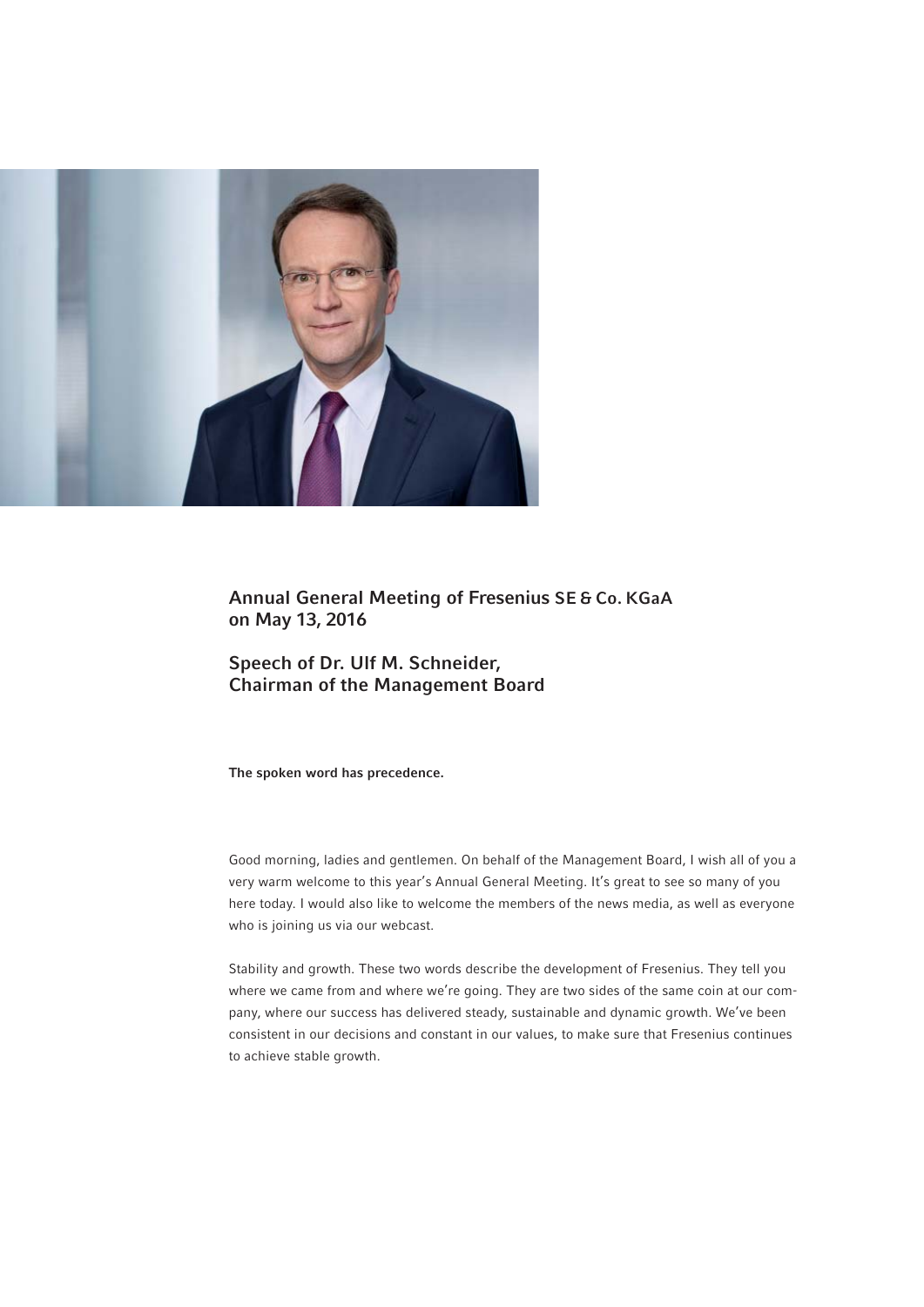# Annual General Meeting of Fresenius SE & Co. KGaA on May 13, 2016

## Speech of Dr. Ulf M. Schneider, Chairman of the Management Board

**The spoken word has precedence.**

Good morning, ladies and gentlemen. On behalf of the Management Board, I wish all of you a very warm welcome to this year's Annual General Meeting. It's great to see so many of you here today. I would also like to welcome the members of the news media, as well as everyone who is joining us via our webcast.

Stability and growth. These two words describe the development of Fresenius. They tell you where we came from and where we're going. They are two sides of the same coin at our company, where our success has delivered steady, sustainable and dynamic growth. We've been consistent in our decisions and constant in our values, to make sure that Fresenius continues to achieve stable growth.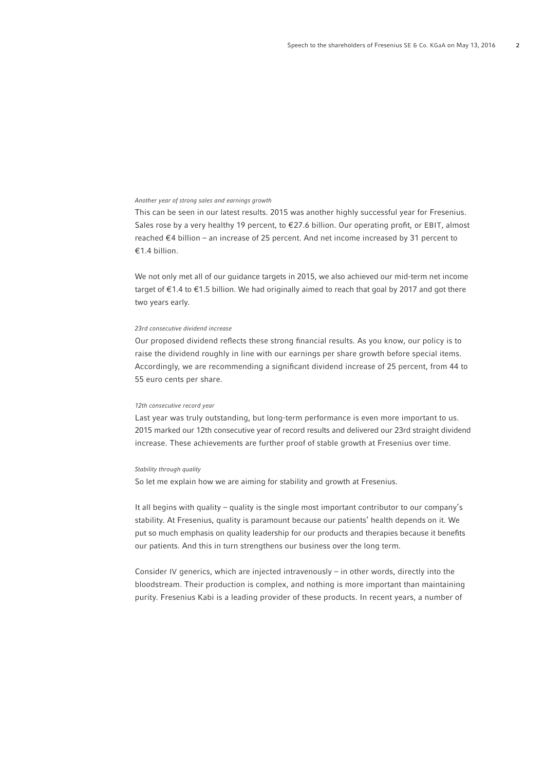*Another year of strong sales and earnings growth*

This can be seen in our latest results. 2015 was another highly successful year for Fresenius. Sales rose by a very healthy 19 percent, to €27.6 billion. Our operating profit, or EBIT, almost reached €4 billion – an increase of 25 percent. And net income increased by 31 percent to €1.4 billion.

We not only met all of our guidance targets in 2015, we also achieved our mid-term net income target of €1.4 to €1.5 billion. We had originally aimed to reach that goal by 2017 and got there two years early.

*23rd consecutive dividend increase*

Our proposed dividend reflects these strong financial results. As you know, our policy is to raise the dividend roughly in line with our earnings per share growth before special items. Accordingly, we are recommending a significant dividend increase of 25 percent, from 44 to 55 euro cents per share.

*12th consecutive record year*

Last year was truly outstanding, but long-term performance is even more important to us. 2015 marked our 12th consecutive year of record results and delivered our 23rd straight dividend increase. These achievements are further proof of stable growth at Fresenius over time.

*Stability through quality*

So let me explain how we are aiming for stability and growth at Fresenius.

It all begins with quality – quality is the single most important contributor to our company's stability. At Fresenius, quality is paramount because our patients' health depends on it. We put so much emphasis on quality leadership for our products and therapies because it benefits our patients. And this in turn strengthens our business over the long term.

Consider IV generics, which are injected intravenously – in other words, directly into the bloodstream. Their production is complex, and nothing is more important than maintaining purity. Fresenius Kabi is a leading provider of these products. In recent years, a number of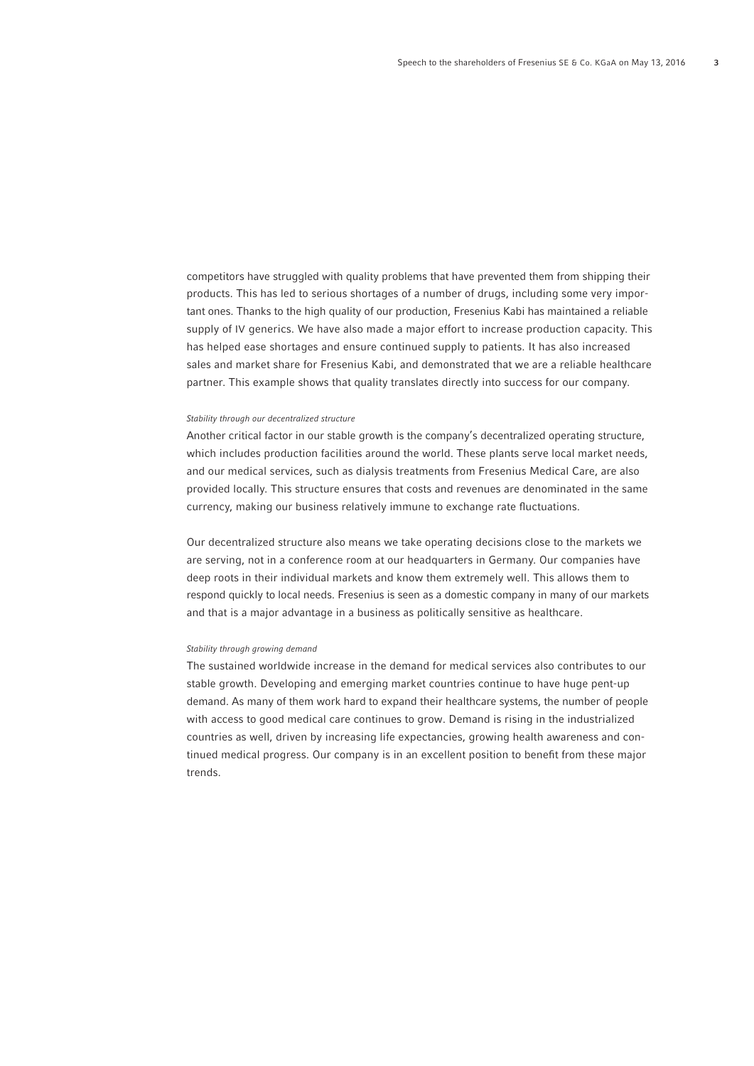competitors have struggled with quality problems that have prevented them from shipping their products. This has led to serious shortages of a number of drugs, including some very important ones. Thanks to the high quality of our production, Fresenius Kabi has maintained a reliable supply of IV generics. We have also made a major effort to increase production capacity. This has helped ease shortages and ensure continued supply to patients. It has also increased sales and market share for Fresenius Kabi, and demonstrated that we are a reliable healthcare partner. This example shows that quality translates directly into success for our company.

*Stability through our decentralized structure*

Another critical factor in our stable growth is the company's decentralized operating structure, which includes production facilities around the world. These plants serve local market needs, and our medical services, such as dialysis treatments from Fresenius Medical Care, are also provided locally. This structure ensures that costs and revenues are denominated in the same currency, making our business relatively immune to exchange rate fluctuations.

Our decentralized structure also means we take operating decisions close to the markets we are serving, not in a conference room at our headquarters in Germany. Our companies have deep roots in their individual markets and know them extremely well. This allows them to respond quickly to local needs. Fresenius is seen as a domestic company in many of our markets and that is a major advantage in a business as politically sensitive as healthcare.

*Stability through growing demand*

The sustained worldwide increase in the demand for medical services also contributes to our stable growth. Developing and emerging market countries continue to have huge pent-up demand. As many of them work hard to expand their healthcare systems, the number of people with access to good medical care continues to grow. Demand is rising in the industrialized countries as well, driven by increasing life expectancies, growing health awareness and continued medical progress. Our company is in an excellent position to benefit from these major trends.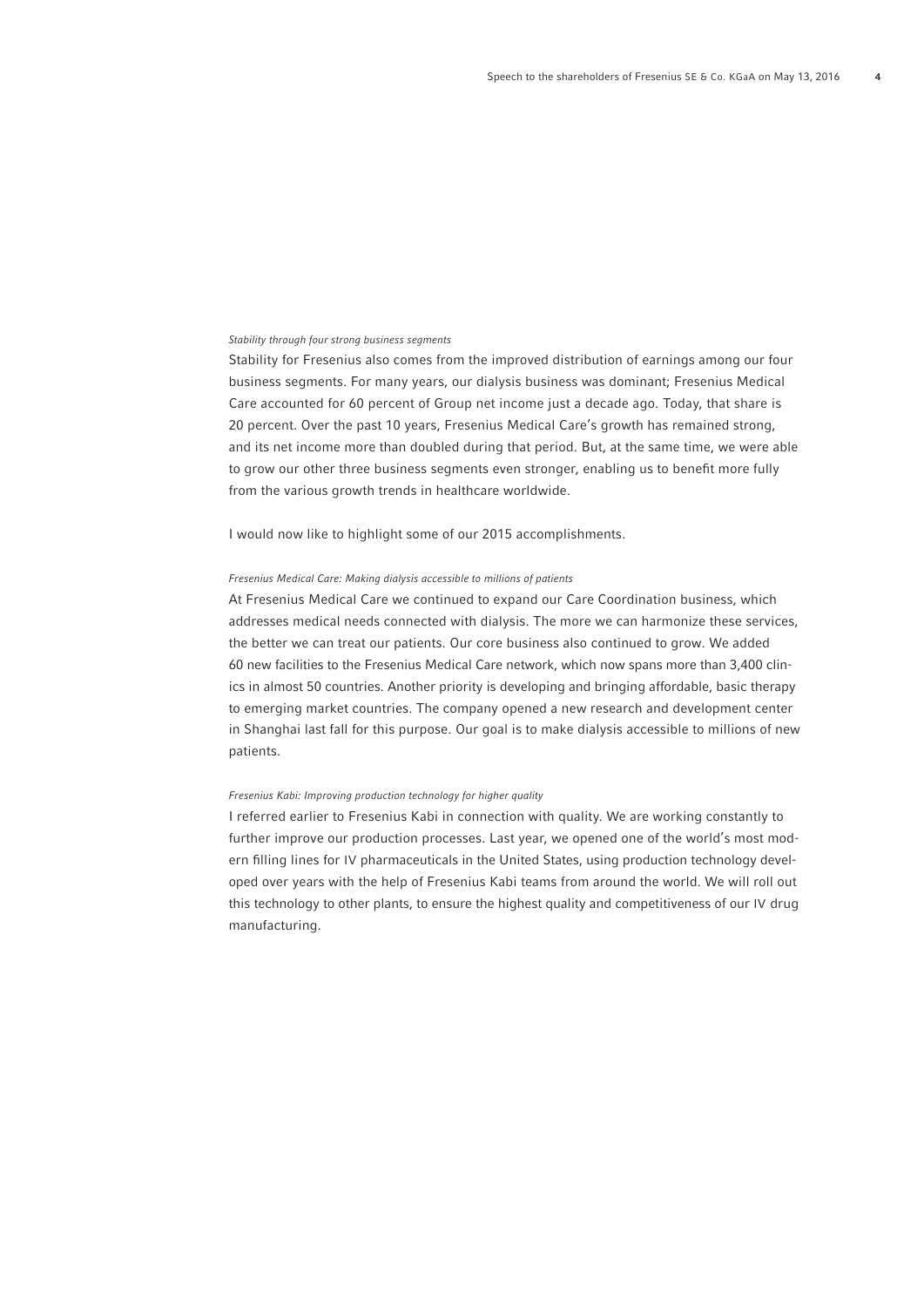*Stability through four strong business segments*

Stability for Fresenius also comes from the improved distribution of earnings among our four business segments. For many years, our dialysis business was dominant; Fresenius Medical Care accounted for 60 percent of Group net income just a decade ago. Today, that share is 20 percent. Over the past 10 years, Fresenius Medical Care's growth has remained strong, and its net income more than doubled during that period. But, at the same time, we were able to grow our other three business segments even stronger, enabling us to benefit more fully from the various growth trends in healthcare worldwide.

I would now like to highlight some of our 2015 accomplishments.

*Fresenius Medical Care: Making dialysis accessible to millions of patients*

At Fresenius Medical Care we continued to expand our Care Coordination business, which addresses medical needs connected with dialysis. The more we can harmonize these services, the better we can treat our patients. Our core business also continued to grow. We added 60 new facilities to the Fresenius Medical Care network, which now spans more than 3,400 clinics in almost 50 countries. Another priority is developing and bringing affordable, basic therapy to emerging market countries. The company opened a new research and development center in Shanghai last fall for this purpose. Our goal is to make dialysis accessible to millions of new patients.

*Fresenius Kabi: Improving production technology for higher quality*

I referred earlier to Fresenius Kabi in connection with quality. We are working constantly to further improve our production processes. Last year, we opened one of the world's most modern filling lines for IV pharmaceuticals in the United States, using production technology developed over years with the help of Fresenius Kabi teams from around the world. We will roll out this technology to other plants, to ensure the highest quality and competitiveness of our IV drug manufacturing.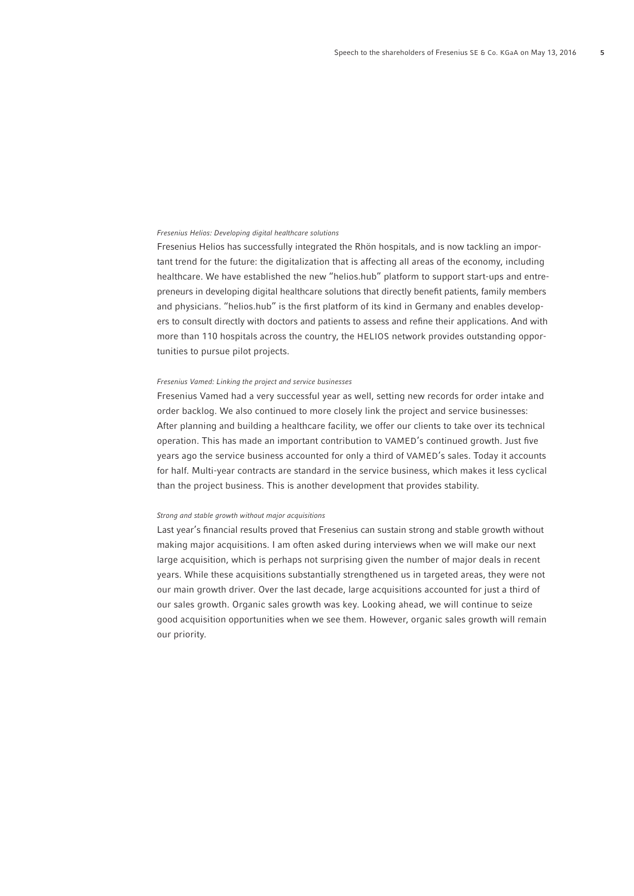*Fresenius Helios: Developing digital healthcare solutions*

Fresenius Helios has successfully integrated the Rhön hospitals, and is now tackling an important trend for the future: the digitalization that is affecting all areas of the economy, including healthcare. We have established the new "helios.hub" platform to support start-ups and entrepreneurs in developing digital healthcare solutions that directly benefit patients, family members and physicians. "helios.hub" is the first platform of its kind in Germany and enables developers to consult directly with doctors and patients to assess and refine their applications. And with more than 110 hospitals across the country, the HELIOS network provides outstanding opportunities to pursue pilot projects.

*Fresenius Vamed: Linking the project and service businesses*

Fresenius Vamed had a very successful year as well, setting new records for order intake and order backlog. We also continued to more closely link the project and service businesses: After planning and building a healthcare facility, we offer our clients to take over its technical operation. This has made an important contribution to VAMED's continued growth. Just five years ago the service business accounted for only a third of VAMED's sales. Today it accounts for half. Multi-year contracts are standard in the service business, which makes it less cyclical than the project business. This is another development that provides stability.

*Strong and stable growth without major acquisitions*

Last year's financial results proved that Fresenius can sustain strong and stable growth without making major acquisitions. I am often asked during interviews when we will make our next large acquisition, which is perhaps not surprising given the number of major deals in recent years. While these acquisitions substantially strengthened us in targeted areas, they were not our main growth driver. Over the last decade, large acquisitions accounted for just a third of our sales growth. Organic sales growth was key. Looking ahead, we will continue to seize good acquisition opportunities when we see them. However, organic sales growth will remain our priority.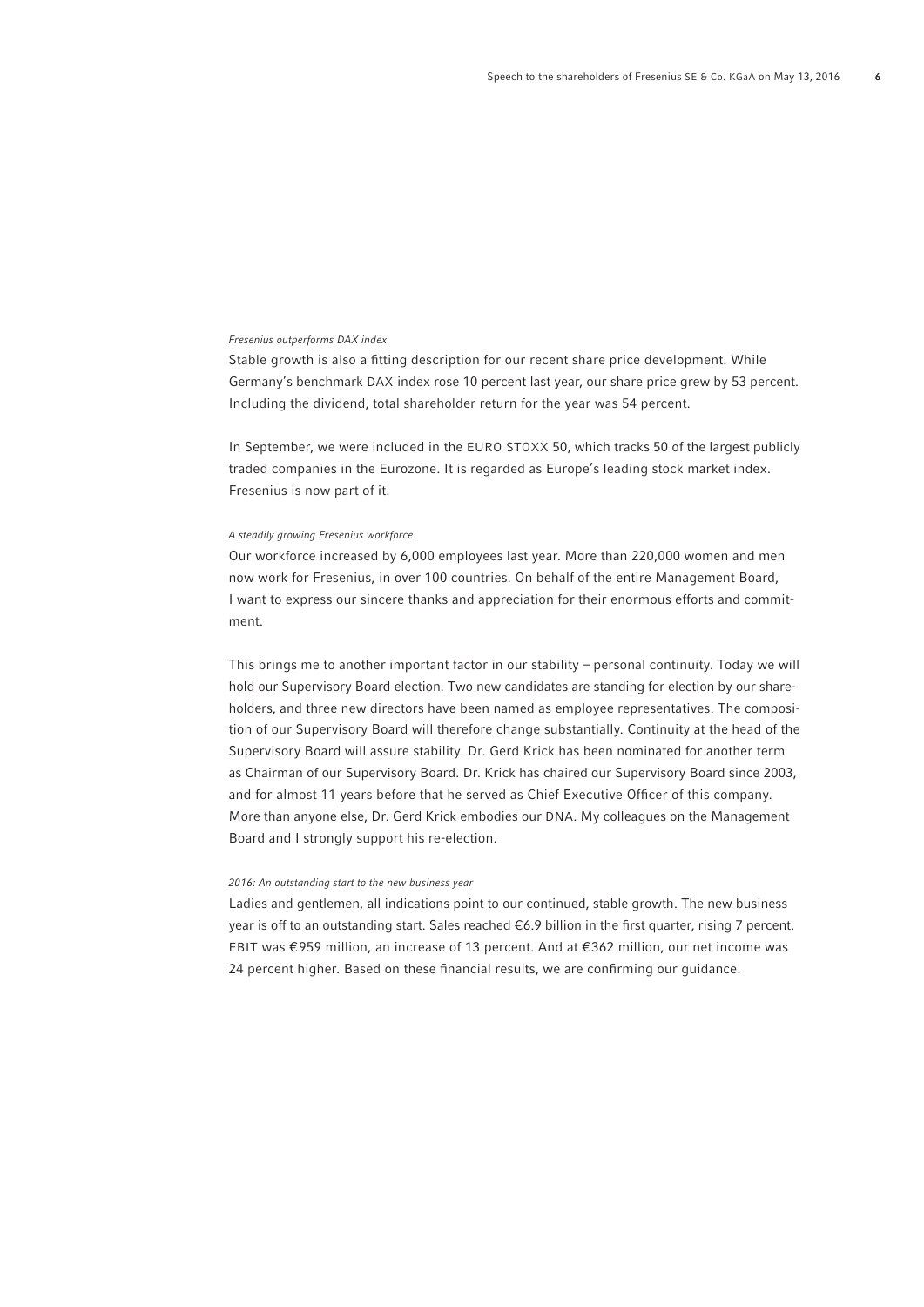*Fresenius outperforms DAX index*

Stable growth is also a fitting description for our recent share price development. While Germany's benchmark DAX index rose 10 percent last year, our share price grew by 53 percent. Including the dividend, total shareholder return for the year was 54 percent.

In September, we were included in the EURO STOXX 50, which tracks 50 of the largest publicly traded companies in the Eurozone. It is regarded as Europe's leading stock market index. Fresenius is now part of it.

*A steadily growing Fresenius workforce*

Our workforce increased by 6,000 employees last year. More than 220,000 women and men now work for Fresenius, in over 100 countries. On behalf of the entire Management Board, I want to express our sincere thanks and appreciation for their enormous efforts and commitment.

This brings me to another important factor in our stability – personal continuity. Today we will hold our Supervisory Board election. Two new candidates are standing for election by our shareholders, and three new directors have been named as employee representatives. The composition of our Supervisory Board will therefore change substantially. Continuity at the head of the Supervisory Board will assure stability. Dr. Gerd Krick has been nominated for another term as Chairman of our Supervisory Board. Dr. Krick has chaired our Supervisory Board since 2003, and for almost 11 years before that he served as Chief Executive Officer of this company. More than anyone else, Dr. Gerd Krick embodies our DNA. My colleagues on the Management Board and I strongly support his re-election.

*2016: An outstanding start to the new business year*

Ladies and gentlemen, all indications point to our continued, stable growth. The new business year is off to an outstanding start. Sales reached €6.9 billion in the first quarter, rising 7 percent. EBIT was €959 million, an increase of 13 percent. And at €362 million, our net income was 24 percent higher. Based on these financial results, we are confirming our guidance.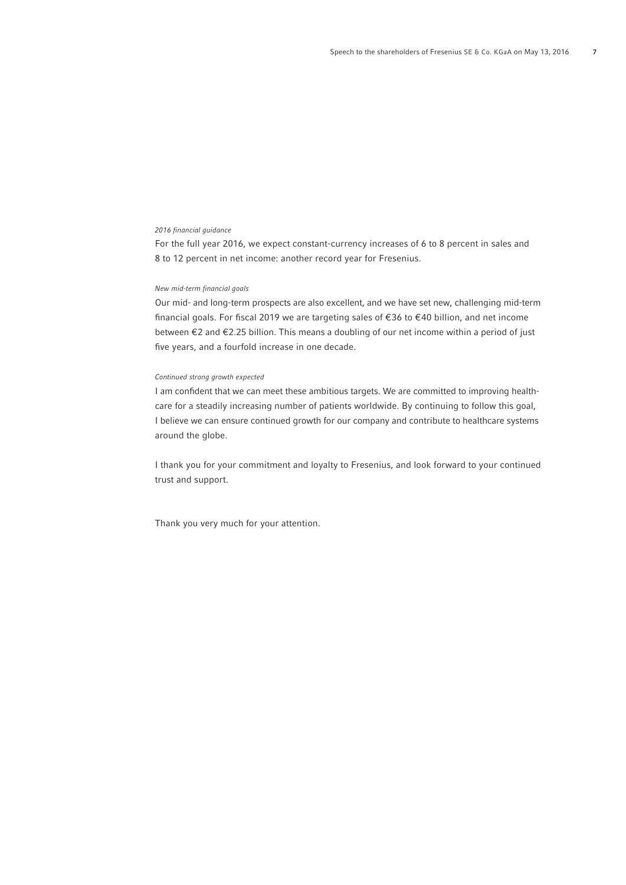*2016 financial guidance*

For the full year 2016, we expect constant-currency increases of 6 to 8 percent in sales and 8 to 12 percent in net income: another record year for Fresenius.

*New mid-term financial goals*

Our mid- and long-term prospects are also excellent, and we have set new, challenging mid-term financial goals. For fiscal 2019 we are targeting sales of €36 to €40 billion, and net income between €2 and €2.25 billion. This means a doubling of our net income within a period of just five years, and a fourfold increase in one decade.

*Continued strong growth expected*

I am confident that we can meet these ambitious targets. We are committed to improving healthcare for a steadily increasing number of patients worldwide. By continuing to follow this goal, I believe we can ensure continued growth for our company and contribute to healthcare systems around the globe.

I thank you for your commitment and loyalty to Fresenius, and look forward to your continued trust and support.

Thank you very much for your attention.